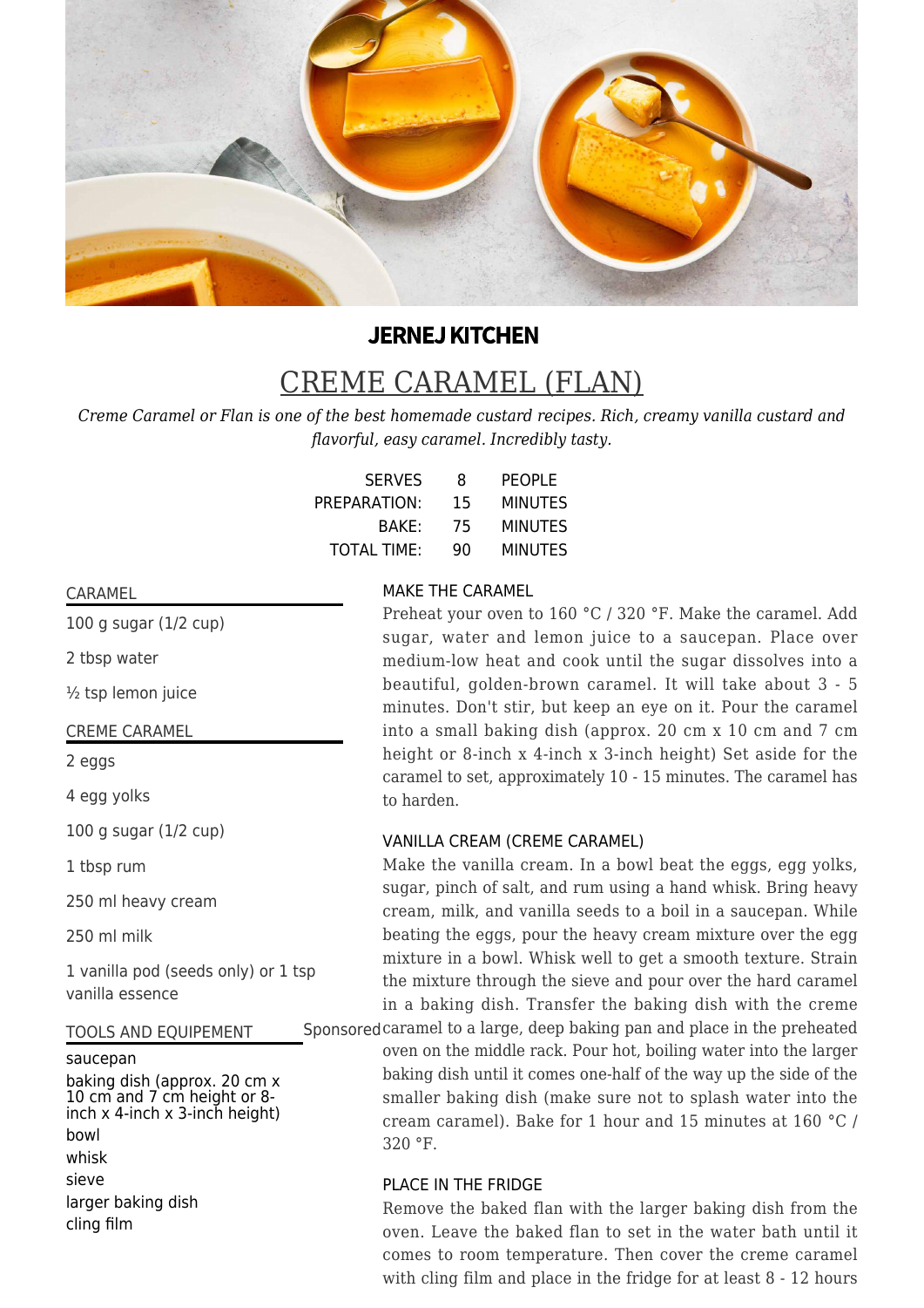**JERNEJ KITCHEN**

# CREME CARAMEL (FLAN)

*Creme Caramel or Flan is one of the best homemade custard recipes. Rich, creamy vanilla custard and flavorful, easy caramel. Incredibly tasty.*

| | | |
|---|---|---|
| SERVES | 8 | PEOPLE |
| PREPARATION: | 15 | MINUTES |
| BAKE: | 75 | MINUTES |
| TOTAL TIME: | 90 | MINUTES |

## CARAMEL

- 100 g sugar (1/2 cup)
- 2 tbsp water
- ½ tsp lemon juice

## CREME CARAMEL

- 2 eggs
- 4 egg yolks
- 100 g sugar (1/2 cup)
- 1 tbsp rum
- 250 ml heavy cream
- 250 ml milk
- 1 vanilla pod (seeds only) or 1 tsp vanilla essence

## TOOLS AND EQUIPEMENT

- saucepan
- baking dish (approx. 20 cm x 10 cm and 7 cm height or 8-inch x 4-inch x 3-inch height)
- bowl
- whisk
- sieve
- larger baking dish
- cling film

Sponsored

## MAKE THE CARAMEL

Preheat your oven to 160 °C / 320 °F. Make the caramel. Add sugar, water and lemon juice to a saucepan. Place over medium-low heat and cook until the sugar dissolves into a beautiful, golden-brown caramel. It will take about 3 - 5 minutes. Don't stir, but keep an eye on it. Pour the caramel into a small baking dish (approx. 20 cm x 10 cm and 7 cm height or 8-inch x 4-inch x 3-inch height) Set aside for the caramel to set, approximately 10 - 15 minutes. The caramel has to harden.

## VANILLA CREAM (CREME CARAMEL)

Make the vanilla cream. In a bowl beat the eggs, egg yolks, sugar, pinch of salt, and rum using a hand whisk. Bring heavy cream, milk, and vanilla seeds to a boil in a saucepan. While beating the eggs, pour the heavy cream mixture over the egg mixture in a bowl. Whisk well to get a smooth texture. Strain the mixture through the sieve and pour over the hard caramel in a baking dish. Transfer the baking dish with the creme caramel to a large, deep baking pan and place in the preheated oven on the middle rack. Pour hot, boiling water into the larger baking dish until it comes one-half of the way up the side of the smaller baking dish (make sure not to splash water into the cream caramel). Bake for 1 hour and 15 minutes at 160 °C / 320 °F.

## PLACE IN THE FRIDGE

Remove the baked flan with the larger baking dish from the oven. Leave the baked flan to set in the water bath until it comes to room temperature. Then cover the creme caramel with cling film and place in the fridge for at least 8 - 12 hours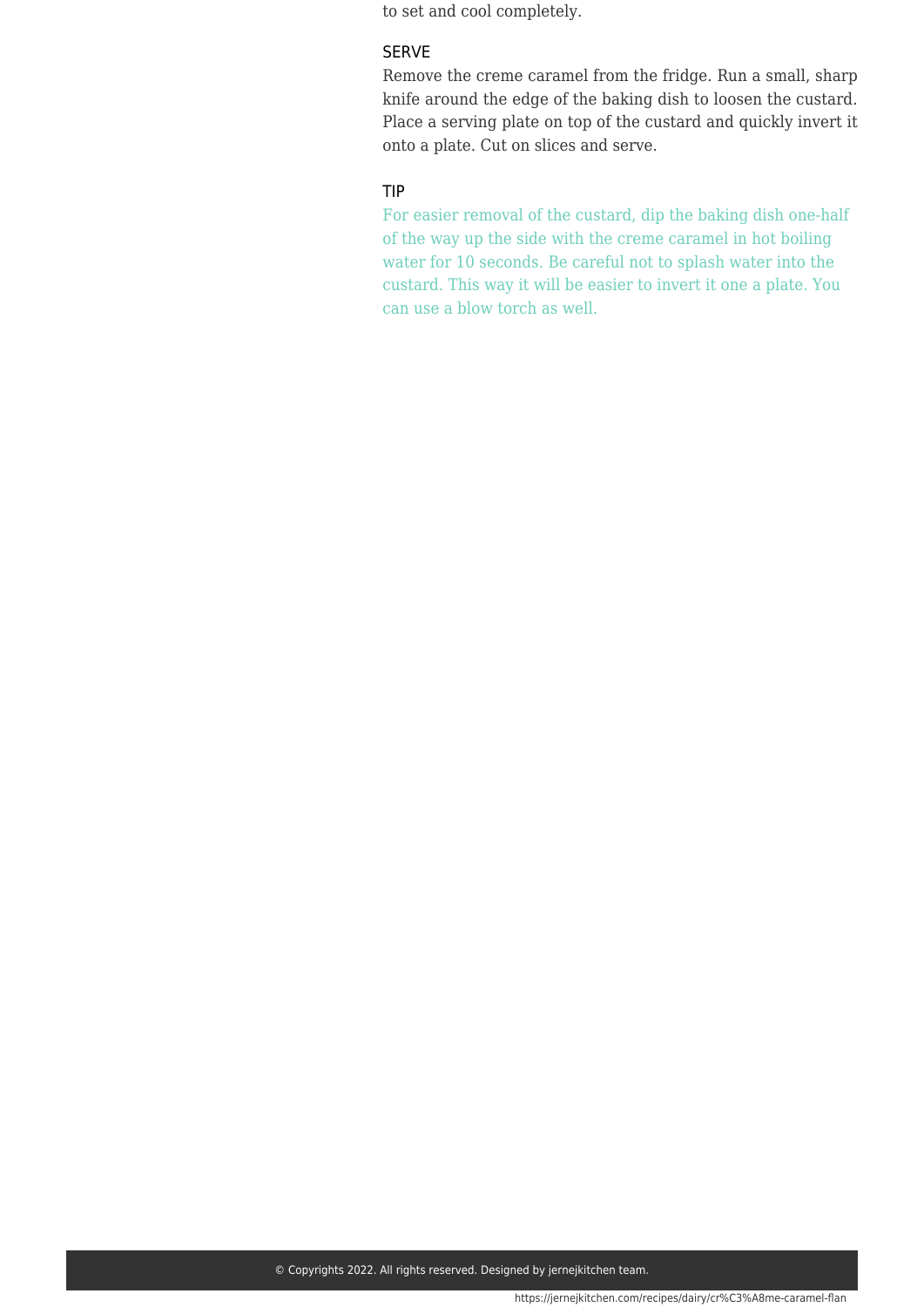to set and cool completely.

### SERVE

Remove the creme caramel from the fridge. Run a small, sharp knife around the edge of the baking dish to loosen the custard. Place a serving plate on top of the custard and quickly invert it onto a plate. Cut on slices and serve.

### TIP

For easier removal of the custard, dip the baking dish one-half of the way up the side with the creme caramel in hot boiling water for 10 seconds. Be careful not to splash water into the custard. This way it will be easier to invert it one a plate. You can use a blow torch as well.